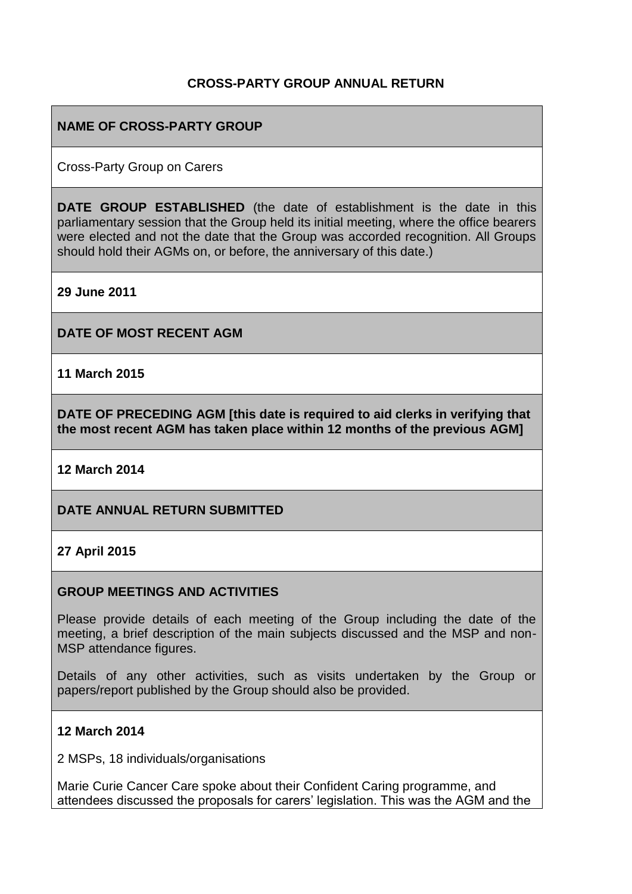# CROSS-PARTY GROUP ANNUAL RETURN

**NAME OF CROSS-PARTY GROUP**

Cross-Party Group on Carers

**DATE GROUP ESTABLISHED** (the date of establishment is the date in this parliamentary session that the Group held its initial meeting, where the office bearers were elected and not the date that the Group was accorded recognition. All Groups should hold their AGMs on, or before, the anniversary of this date.)

**29 June 2011**

**DATE OF MOST RECENT AGM**

**11 March 2015**

**DATE OF PRECEDING AGM [this date is required to aid clerks in verifying that the most recent AGM has taken place within 12 months of the previous AGM]**

**12 March 2014**

**DATE ANNUAL RETURN SUBMITTED**

**27 April 2015**

**GROUP MEETINGS AND ACTIVITIES**

Please provide details of each meeting of the Group including the date of the meeting, a brief description of the main subjects discussed and the MSP and non-MSP attendance figures.

Details of any other activities, such as visits undertaken by the Group or papers/report published by the Group should also be provided.

**12 March 2014**

2 MSPs, 18 individuals/organisations

Marie Curie Cancer Care spoke about their Confident Caring programme, and attendees discussed the proposals for carers' legislation. This was the AGM and the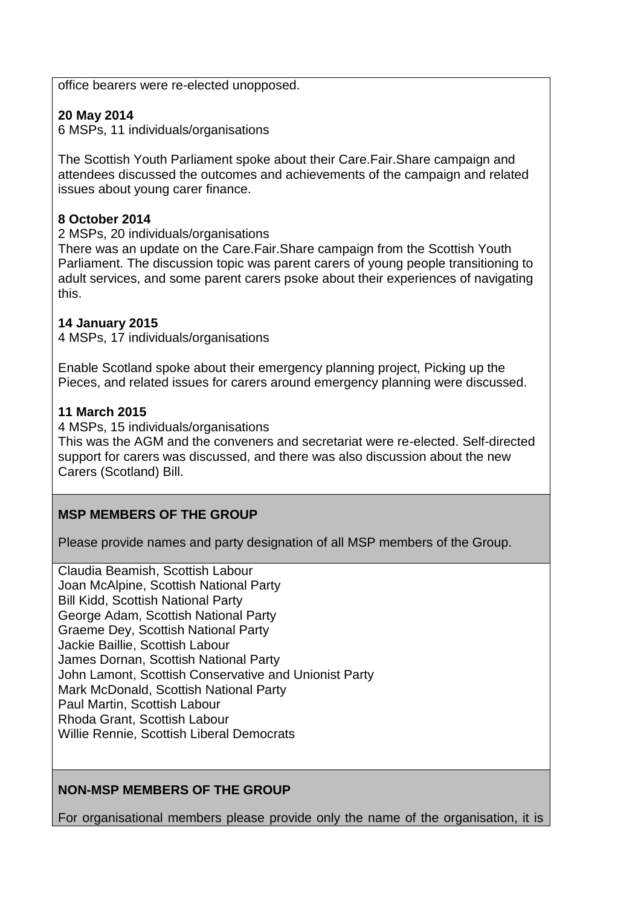office bearers were re-elected unopposed.

**20 May 2014**
6 MSPs, 11 individuals/organisations

The Scottish Youth Parliament spoke about their Care.Fair.Share campaign and attendees discussed the outcomes and achievements of the campaign and related issues about young carer finance.

**8 October 2014**
2 MSPs, 20 individuals/organisations
There was an update on the Care.Fair.Share campaign from the Scottish Youth Parliament. The discussion topic was parent carers of young people transitioning to adult services, and some parent carers psoke about their experiences of navigating this.

**14 January 2015**
4 MSPs, 17 individuals/organisations

Enable Scotland spoke about their emergency planning project, Picking up the Pieces, and related issues for carers around emergency planning were discussed.

**11 March 2015**
4 MSPs, 15 individuals/organisations
This was the AGM and the conveners and secretariat were re-elected. Self-directed support for carers was discussed, and there was also discussion about the new Carers (Scotland) Bill.

**MSP MEMBERS OF THE GROUP**

Please provide names and party designation of all MSP members of the Group.

Claudia Beamish, Scottish Labour
Joan McAlpine, Scottish National Party
Bill Kidd, Scottish National Party
George Adam, Scottish National Party
Graeme Dey, Scottish National Party
Jackie Baillie, Scottish Labour
James Dornan, Scottish National Party
John Lamont, Scottish Conservative and Unionist Party
Mark McDonald, Scottish National Party
Paul Martin, Scottish Labour
Rhoda Grant, Scottish Labour
Willie Rennie, Scottish Liberal Democrats

**NON-MSP MEMBERS OF THE GROUP**

For organisational members please provide only the name of the organisation, it is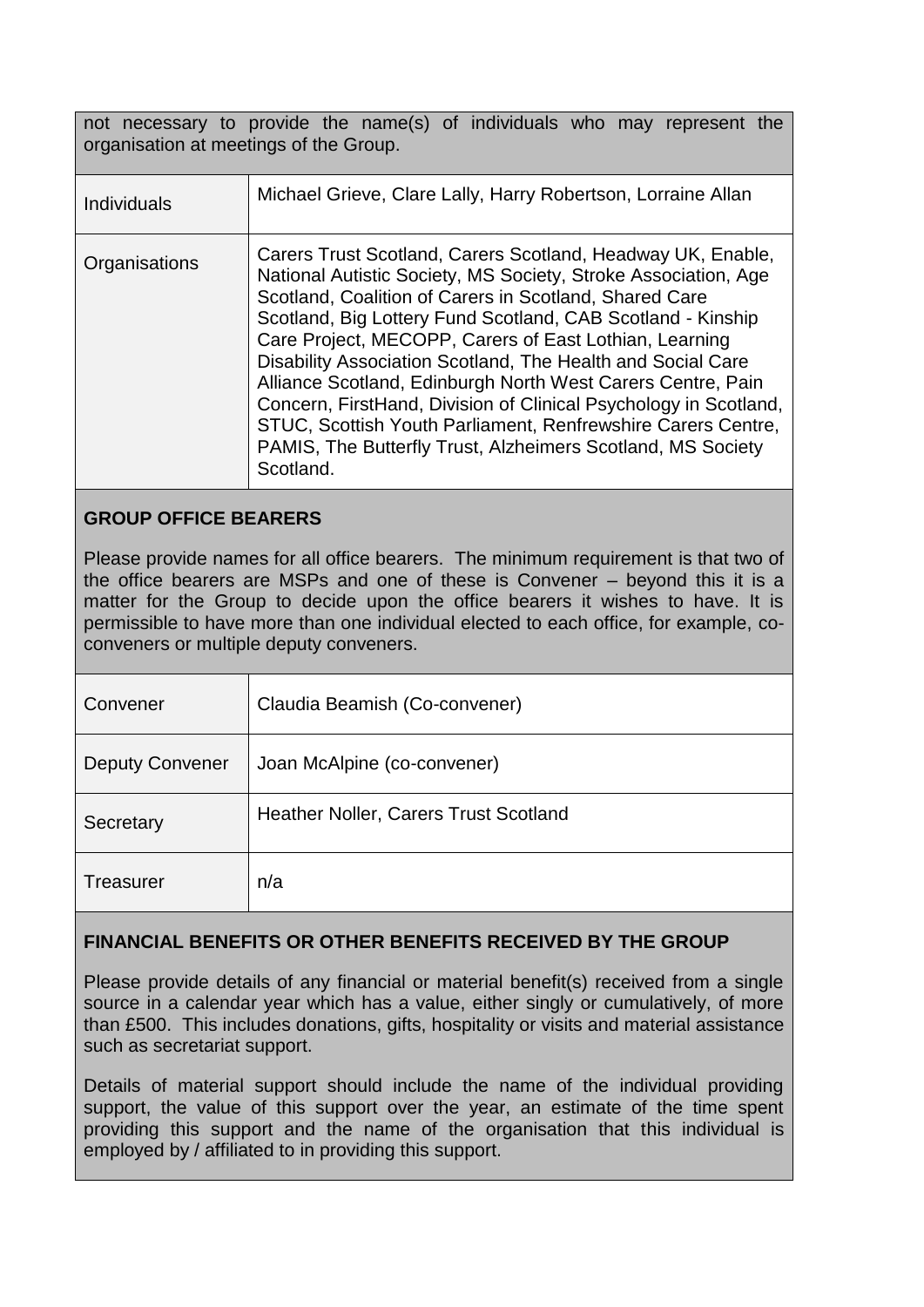not necessary to provide the name(s) of individuals who may represent the organisation at meetings of the Group.

| | |
|---|---|
| Individuals | Michael Grieve, Clare Lally, Harry Robertson, Lorraine Allan |
| Organisations | Carers Trust Scotland, Carers Scotland, Headway UK, Enable, National Autistic Society, MS Society, Stroke Association, Age Scotland, Coalition of Carers in Scotland, Shared Care Scotland, Big Lottery Fund Scotland, CAB Scotland - Kinship Care Project, MECOPP, Carers of East Lothian, Learning Disability Association Scotland, The Health and Social Care Alliance Scotland, Edinburgh North West Carers Centre, Pain Concern, FirstHand, Division of Clinical Psychology in Scotland, STUC, Scottish Youth Parliament, Renfrewshire Carers Centre, PAMIS, The Butterfly Trust, Alzheimers Scotland, MS Society Scotland. |

**GROUP OFFICE BEARERS**

Please provide names for all office bearers. The minimum requirement is that two of the office bearers are MSPs and one of these is Convener – beyond this it is a matter for the Group to decide upon the office bearers it wishes to have. It is permissible to have more than one individual elected to each office, for example, co-conveners or multiple deputy conveners.

| | |
|---|---|
| Convener | Claudia Beamish (Co-convener) |
| Deputy Convener | Joan McAlpine (co-convener) |
| Secretary | Heather Noller, Carers Trust Scotland |
| Treasurer | n/a |

**FINANCIAL BENEFITS OR OTHER BENEFITS RECEIVED BY THE GROUP**

Please provide details of any financial or material benefit(s) received from a single source in a calendar year which has a value, either singly or cumulatively, of more than £500. This includes donations, gifts, hospitality or visits and material assistance such as secretariat support.

Details of material support should include the name of the individual providing support, the value of this support over the year, an estimate of the time spent providing this support and the name of the organisation that this individual is employed by / affiliated to in providing this support.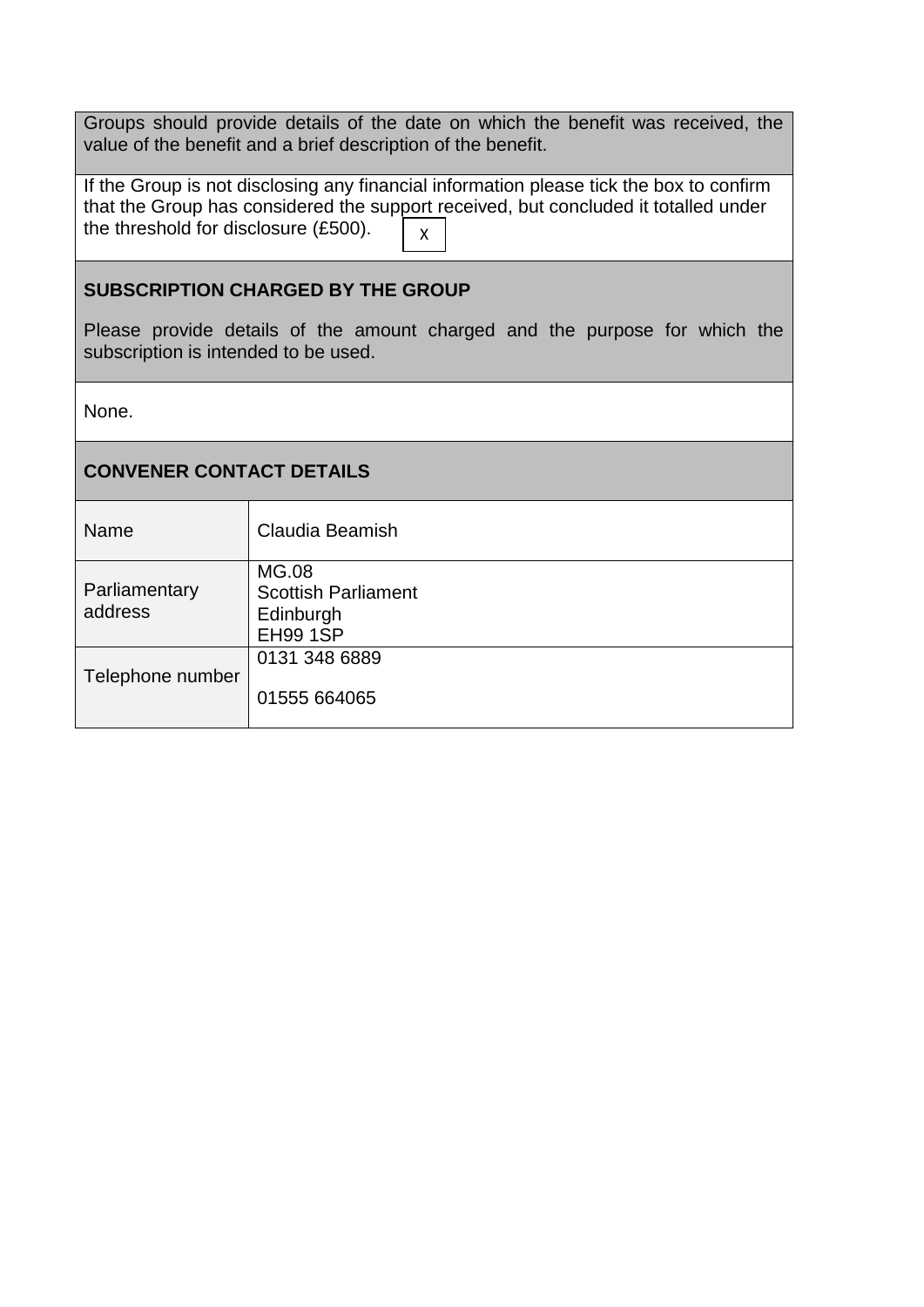Groups should provide details of the date on which the benefit was received, the value of the benefit and a brief description of the benefit.

If the Group is not disclosing any financial information please tick the box to confirm that the Group has considered the support received, but concluded it totalled under the threshold for disclosure (£500). X

**SUBSCRIPTION CHARGED BY THE GROUP**

Please provide details of the amount charged and the purpose for which the subscription is intended to be used.

None.

**CONVENER CONTACT DETAILS**

| | |
|---|---|
| Name | Claudia Beamish |
| Parliamentary address | MG.08<br>Scottish Parliament<br>Edinburgh<br>EH99 1SP |
| Telephone number | 0131 348 6889<br><br>01555 664065 |